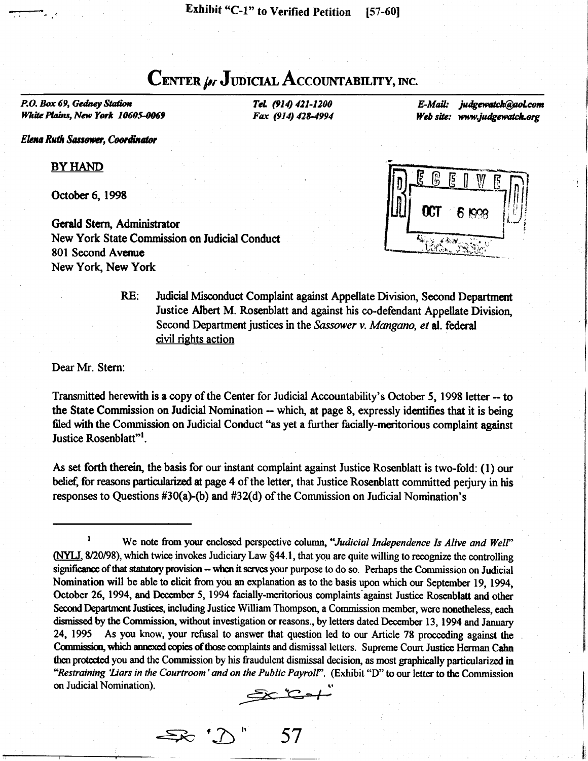Exhibit "C-1" to Verified Petition [57-60]

# CENTER *for* JUDICIAL ACCOUNTABILITY, INC.

*P.O. Box 69, Gedney Station*
*White Plains, New York 10605-0069*

*Tel. (914) 421-1200*
*Fax (914) 428-4994*

*E-Mail: judgewatch@aol.com*
*Web site: www.judgewatch.org*

***Elena Ruth Sassower, Coordinator***

BY HAND

October 6, 1998

RECEIVED
OCT 6 1998

Gerald Stern, Administrator
New York State Commission on Judicial Conduct
801 Second Avenue
New York, New York

RE: Judicial Misconduct Complaint against Appellate Division, Second Department Justice Albert M. Rosenblatt and against his co-defendant Appellate Division, Second Department justices in the *Sassower v. Mangano, et al.* federal civil rights action

Dear Mr. Stern:

Transmitted herewith is a copy of the Center for Judicial Accountability's October 5, 1998 letter -- to the State Commission on Judicial Nomination -- which, at page 8, expressly identifies that it is being filed with the Commission on Judicial Conduct "as yet a further facially-meritorious complaint against Justice Rosenblatt"[1].

As set forth therein, the basis for our instant complaint against Justice Rosenblatt is two-fold: (1) our belief, for reasons particularized at page 4 of the letter, that Justice Rosenblatt committed perjury in his responses to Questions #30(a)-(b) and #32(d) of the Commission on Judicial Nomination's

---

[1] We note from your enclosed perspective column, "*Judicial Independence Is Alive and Well*" (NYLJ, 8/20/98), which twice invokes Judiciary Law §44.1, that you are quite willing to recognize the controlling significance of that statutory provision -- when it serves your purpose to do so. Perhaps the Commission on Judicial Nomination will be able to elicit from you an explanation as to the basis upon which our September 19, 1994, October 26, 1994, and December 5, 1994 facially-meritorious complaints against Justice Rosenblatt and other Second Department Justices, including Justice William Thompson, a Commission member, were nonetheless, each dismissed by the Commission, without investigation or reasons., by letters dated December 13, 1994 and January 24, 1995 As you know, your refusal to answer that question led to our Article 78 proceeding against the Commission, which annexed copies of those complaints and dismissal letters. Supreme Court Justice Herman Cahn then protected you and the Commission by his fraudulent dismissal decision, as most graphically particularized in "*Restraining 'Liars in the Courtroom' and on the Public Payroll*". (Exhibit "D" to our letter to the Commission on Judicial Nomination).

Ex "C-1"

Ex "D"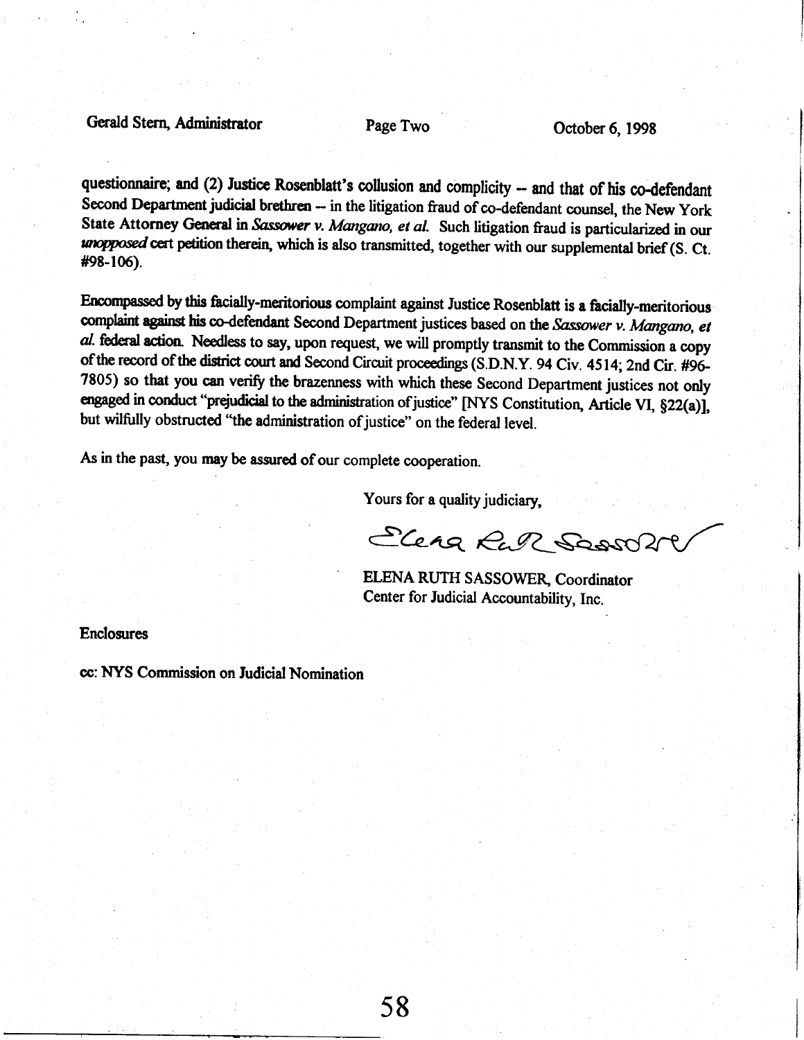questionnaire; and (2) Justice Rosenblatt's collusion and complicity -- and that of his co-defendant Second Department judicial brethren -- in the litigation fraud of co-defendant counsel, the New York State Attorney General in *Sassower v. Mangano, et al.* Such litigation fraud is particularized in our *unopposed* cert petition therein, which is also transmitted, together with our supplemental brief (S. Ct. #98-106).

Encompassed by this facially-meritorious complaint against Justice Rosenblatt is a facially-meritorious complaint against his co-defendant Second Department justices based on the *Sassower v. Mangano, et al.* federal action. Needless to say, upon request, we will promptly transmit to the Commission a copy of the record of the district court and Second Circuit proceedings (S.D.N.Y. 94 Civ. 4514; 2nd Cir. #96-7805) so that you can verify the brazenness with which these Second Department justices not only engaged in conduct "prejudicial to the administration of justice" [NYS Constitution, Article VI, §22(a)], but wilfully obstructed "the administration of justice" on the federal level.

As in the past, you may be assured of our complete cooperation.

Yours for a quality judiciary,

Elena Ruth Sassower

ELENA RUTH SASSOWER, Coordinator
Center for Judicial Accountability, Inc.

Enclosures

cc: NYS Commission on Judicial Nomination